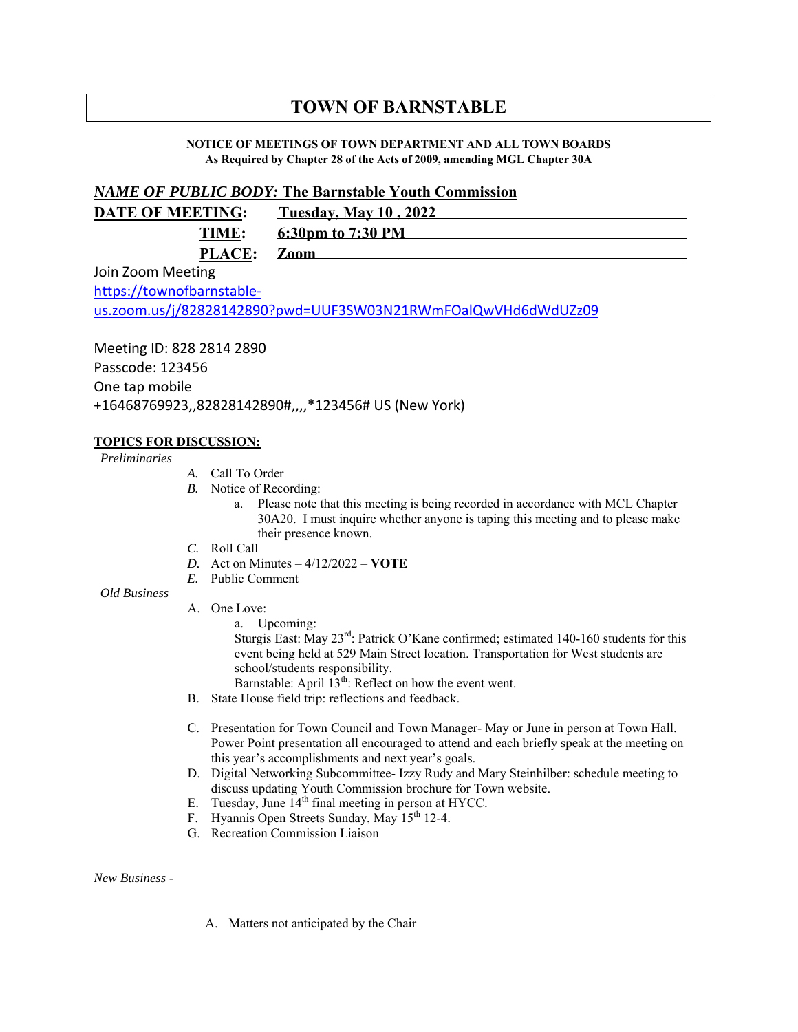# TOWN OF BARNSTABLE

**NOTICE OF MEETINGS OF TOWN DEPARTMENT AND ALL TOWN BOARDS**
**As Required by Chapter 28 of the Acts of 2009, amending MGL Chapter 30A**

***NAME OF PUBLIC BODY:* The Barnstable Youth Commission**

**DATE OF MEETING:** **Tuesday, May 10 , 2022**

**TIME:** **6:30pm to 7:30 PM**

**PLACE:** **Zoom**

Join Zoom Meeting
https://townofbarnstable-us.zoom.us/j/82828142890?pwd=UUF3SW03N21RWmFOalQwVHd6dWdUZz09

Meeting ID: 828 2814 2890
Passcode: 123456
One tap mobile
+16468769923,,82828142890#,,,,*123456# US (New York)

**TOPICS FOR DISCUSSION:**

*Preliminaries*

- *A.* Call To Order
- *B.* Notice of Recording:
  - a. Please note that this meeting is being recorded in accordance with MCL Chapter 30A20. I must inquire whether anyone is taping this meeting and to please make their presence known.
- *C.* Roll Call
- *D.* Act on Minutes – 4/12/2022 – **VOTE**
- *E.* Public Comment

*Old Business*

- A. One Love:
  - a. Upcoming:

    Sturgis East: May 23rd: Patrick O'Kane confirmed; estimated 140-160 students for this event being held at 529 Main Street location. Transportation for West students are school/students responsibility.

    Barnstable: April 13th: Reflect on how the event went.
- B. State House field trip: reflections and feedback.
- C. Presentation for Town Council and Town Manager- May or June in person at Town Hall. Power Point presentation all encouraged to attend and each briefly speak at the meeting on this year's accomplishments and next year's goals.
- D. Digital Networking Subcommittee- Izzy Rudy and Mary Steinhilber: schedule meeting to discuss updating Youth Commission brochure for Town website.
- E. Tuesday, June 14th final meeting in person at HYCC.
- F. Hyannis Open Streets Sunday, May 15th 12-4.
- G. Recreation Commission Liaison

*New Business -*

- A. Matters not anticipated by the Chair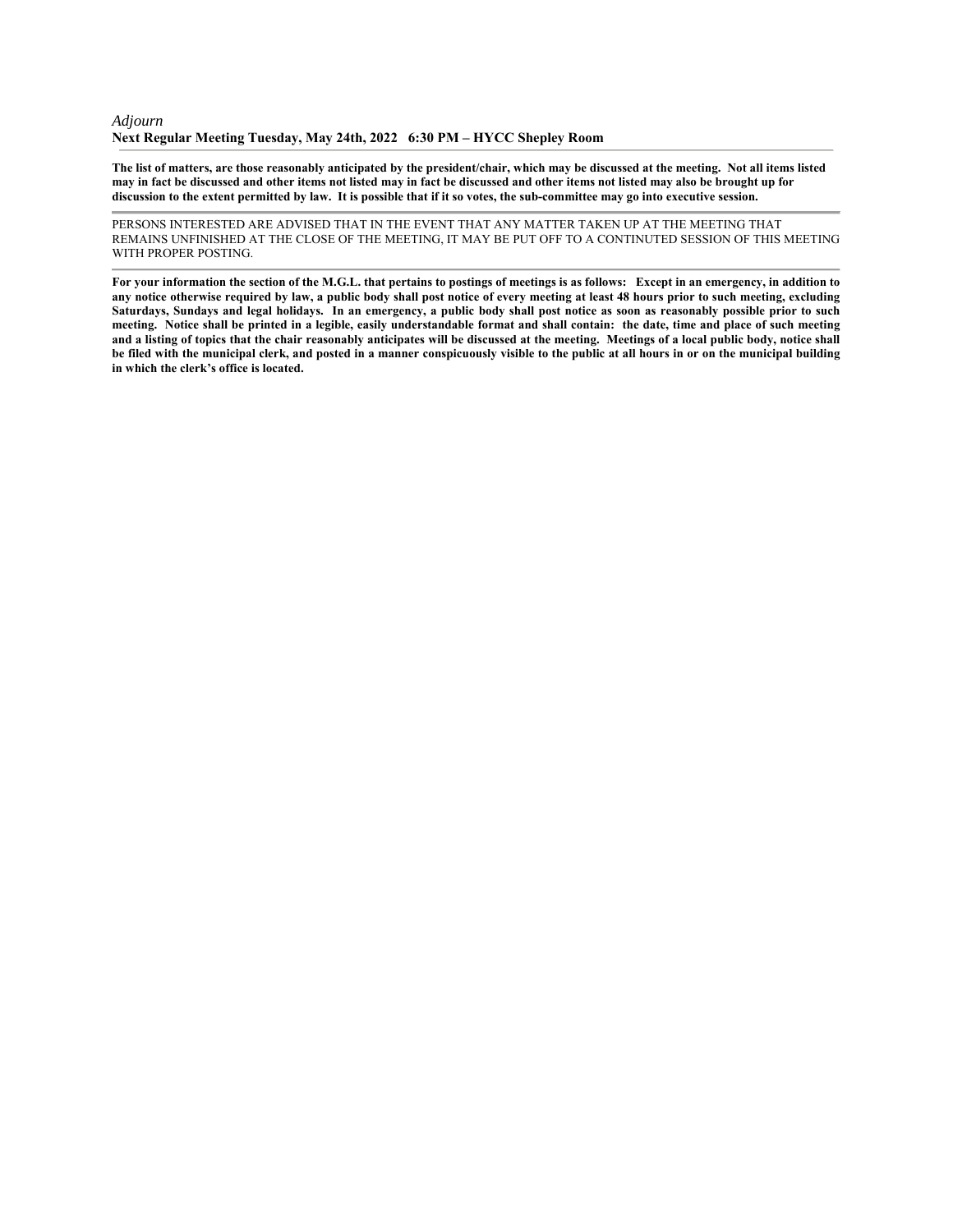*Adjourn*

**Next Regular Meeting Tuesday, May 24th, 2022 6:30 PM – HYCC Shepley Room**

---

**The list of matters, are those reasonably anticipated by the president/chair, which may be discussed at the meeting. Not all items listed may in fact be discussed and other items not listed may in fact be discussed and other items not listed may also be brought up for discussion to the extent permitted by law. It is possible that if it so votes, the sub-committee may go into executive session.**

---

PERSONS INTERESTED ARE ADVISED THAT IN THE EVENT THAT ANY MATTER TAKEN UP AT THE MEETING THAT REMAINS UNFINISHED AT THE CLOSE OF THE MEETING, IT MAY BE PUT OFF TO A CONTINUTED SESSION OF THIS MEETING WITH PROPER POSTING.

---

**For your information the section of the M.G.L. that pertains to postings of meetings is as follows: Except in an emergency, in addition to any notice otherwise required by law, a public body shall post notice of every meeting at least 48 hours prior to such meeting, excluding Saturdays, Sundays and legal holidays. In an emergency, a public body shall post notice as soon as reasonably possible prior to such meeting. Notice shall be printed in a legible, easily understandable format and shall contain: the date, time and place of such meeting and a listing of topics that the chair reasonably anticipates will be discussed at the meeting. Meetings of a local public body, notice shall be filed with the municipal clerk, and posted in a manner conspicuously visible to the public at all hours in or on the municipal building in which the clerk's office is located.**